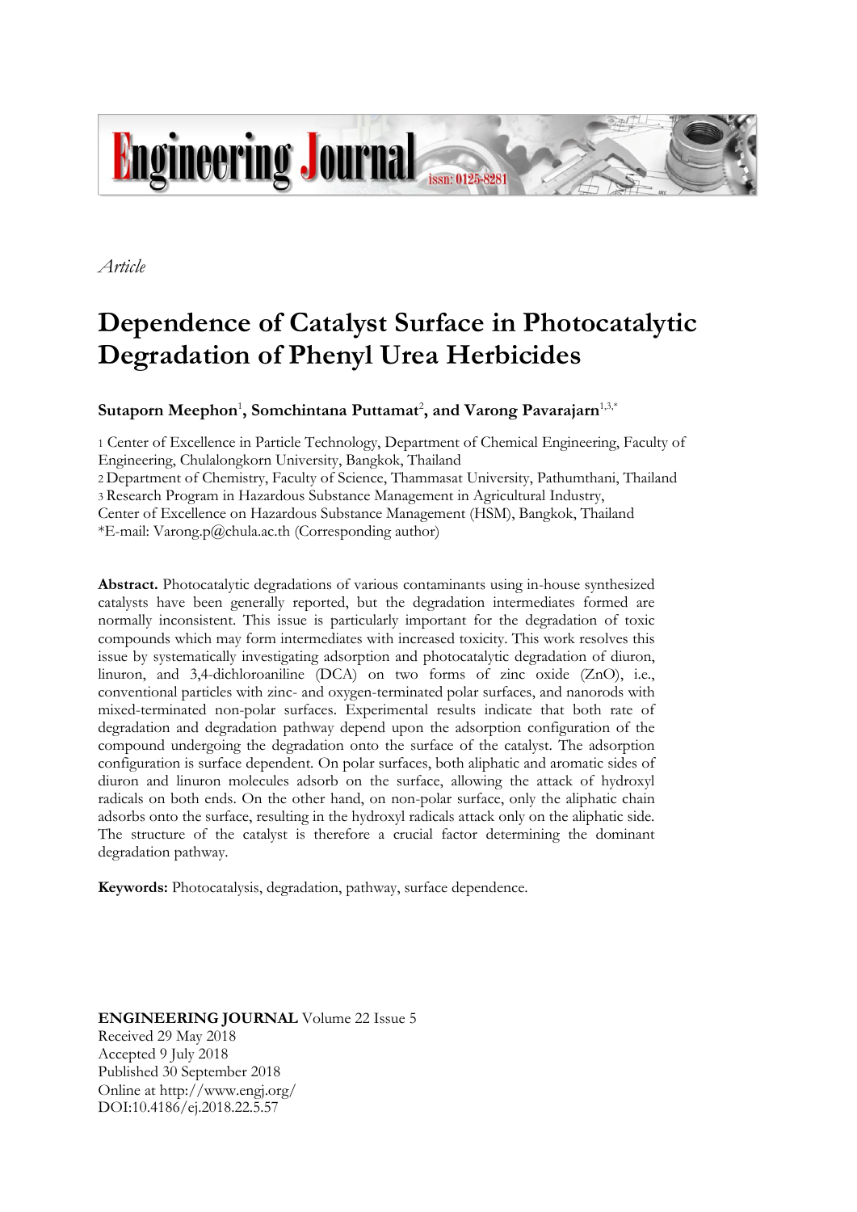*Article*

# Dependence of Catalyst Surface in Photocatalytic Degradation of Phenyl Urea Herbicides

**Sutaporn Meephon**[1]**, Somchintana Puttamat**[2]**, and Varong Pavarajarn**[1,3,*]

1 Center of Excellence in Particle Technology, Department of Chemical Engineering, Faculty of Engineering, Chulalongkorn University, Bangkok, Thailand
2 Department of Chemistry, Faculty of Science, Thammasat University, Pathumthani, Thailand
3 Research Program in Hazardous Substance Management in Agricultural Industry, Center of Excellence on Hazardous Substance Management (HSM), Bangkok, Thailand
*E-mail: Varong.p@chula.ac.th (Corresponding author)

**Abstract.** Photocatalytic degradations of various contaminants using in-house synthesized catalysts have been generally reported, but the degradation intermediates formed are normally inconsistent. This issue is particularly important for the degradation of toxic compounds which may form intermediates with increased toxicity. This work resolves this issue by systematically investigating adsorption and photocatalytic degradation of diuron, linuron, and 3,4-dichloroaniline (DCA) on two forms of zinc oxide (ZnO), i.e., conventional particles with zinc- and oxygen-terminated polar surfaces, and nanorods with mixed-terminated non-polar surfaces. Experimental results indicate that both rate of degradation and degradation pathway depend upon the adsorption configuration of the compound undergoing the degradation onto the surface of the catalyst. The adsorption configuration is surface dependent. On polar surfaces, both aliphatic and aromatic sides of diuron and linuron molecules adsorb on the surface, allowing the attack of hydroxyl radicals on both ends. On the other hand, on non-polar surface, only the aliphatic chain adsorbs onto the surface, resulting in the hydroxyl radicals attack only on the aliphatic side. The structure of the catalyst is therefore a crucial factor determining the dominant degradation pathway.

**Keywords:** Photocatalysis, degradation, pathway, surface dependence.

**ENGINEERING JOURNAL** Volume 22 Issue 5
Received 29 May 2018
Accepted 9 July 2018
Published 30 September 2018
Online at http://www.engj.org/
DOI:10.4186/ej.2018.22.5.57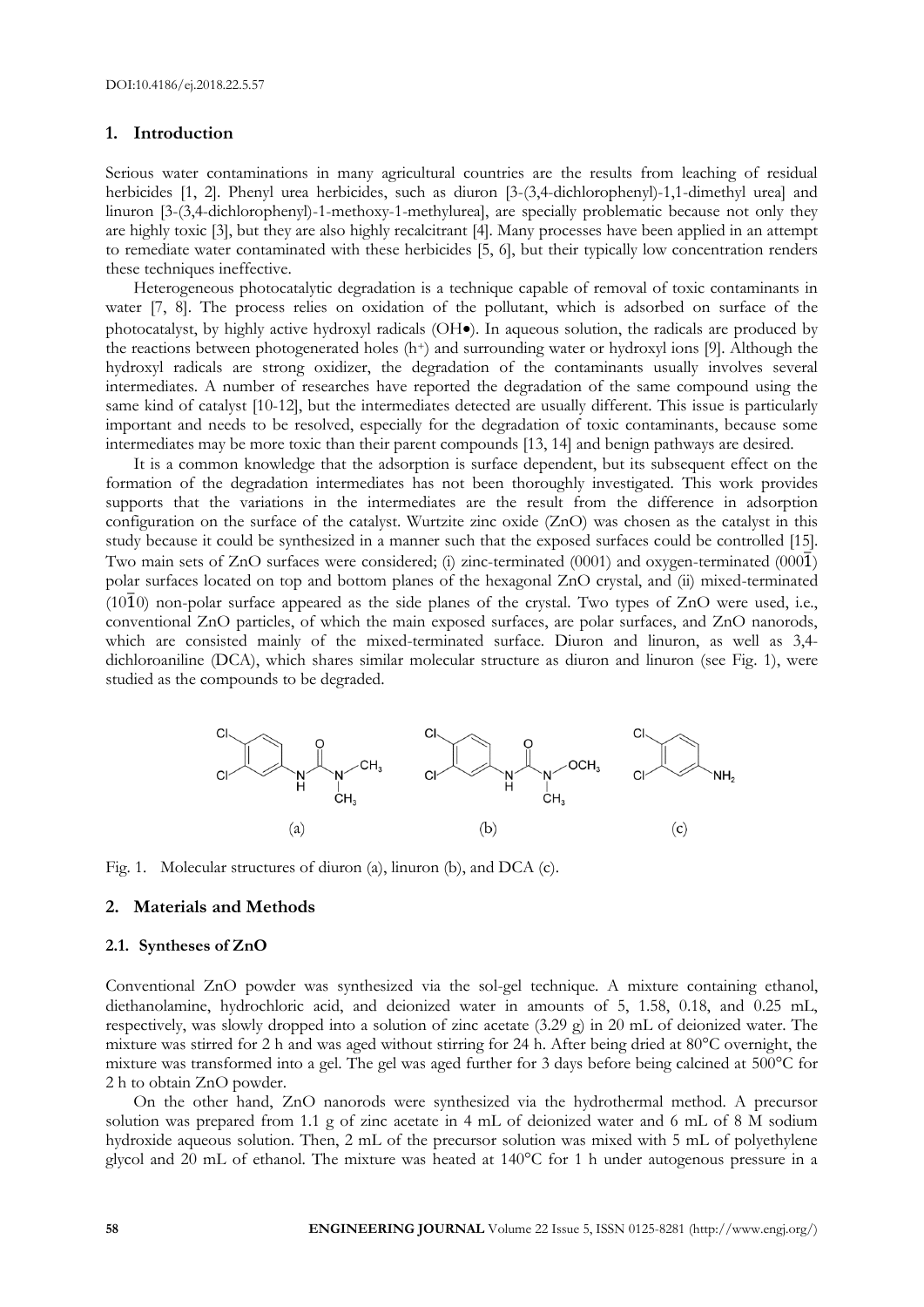## 1. Introduction

Serious water contaminations in many agricultural countries are the results from leaching of residual herbicides [1, 2]. Phenyl urea herbicides, such as diuron [3-(3,4-dichlorophenyl)-1,1-dimethyl urea] and linuron [3-(3,4-dichlorophenyl)-1-methoxy-1-methylurea], are specially problematic because not only they are highly toxic [3], but they are also highly recalcitrant [4]. Many processes have been applied in an attempt to remediate water contaminated with these herbicides [5, 6], but their typically low concentration renders these techniques ineffective.

Heterogeneous photocatalytic degradation is a technique capable of removal of toxic contaminants in water [7, 8]. The process relies on oxidation of the pollutant, which is adsorbed on surface of the photocatalyst, by highly active hydroxyl radicals (OH•). In aqueous solution, the radicals are produced by the reactions between photogenerated holes ($h^+$) and surrounding water or hydroxyl ions [9]. Although the hydroxyl radicals are strong oxidizer, the degradation of the contaminants usually involves several intermediates. A number of researches have reported the degradation of the same compound using the same kind of catalyst [10-12], but the intermediates detected are usually different. This issue is particularly important and needs to be resolved, especially for the degradation of toxic contaminants, because some intermediates may be more toxic than their parent compounds [13, 14] and benign pathways are desired.

It is a common knowledge that the adsorption is surface dependent, but its subsequent effect on the formation of the degradation intermediates has not been thoroughly investigated. This work provides supports that the variations in the intermediates are the result from the difference in adsorption configuration on the surface of the catalyst. Wurtzite zinc oxide (ZnO) was chosen as the catalyst in this study because it could be synthesized in a manner such that the exposed surfaces could be controlled [15]. Two main sets of ZnO surfaces were considered; (i) zinc-terminated (0001) and oxygen-terminated ($000\bar{1}$) polar surfaces located on top and bottom planes of the hexagonal ZnO crystal, and (ii) mixed-terminated ($10\bar{1}0$) non-polar surface appeared as the side planes of the crystal. Two types of ZnO were used, i.e., conventional ZnO particles, of which the main exposed surfaces, are polar surfaces, and ZnO nanorods, which are consisted mainly of the mixed-terminated surface. Diuron and linuron, as well as 3,4-dichloroaniline (DCA), which shares similar molecular structure as diuron and linuron (see Fig. 1), were studied as the compounds to be degraded.

Fig. 1. Molecular structures of diuron (a), linuron (b), and DCA (c).

## 2. Materials and Methods

### 2.1. Syntheses of ZnO

Conventional ZnO powder was synthesized via the sol-gel technique. A mixture containing ethanol, diethanolamine, hydrochloric acid, and deionized water in amounts of 5, 1.58, 0.18, and 0.25 mL, respectively, was slowly dropped into a solution of zinc acetate (3.29 g) in 20 mL of deionized water. The mixture was stirred for 2 h and was aged without stirring for 24 h. After being dried at 80°C overnight, the mixture was transformed into a gel. The gel was aged further for 3 days before being calcined at 500°C for 2 h to obtain ZnO powder.

On the other hand, ZnO nanorods were synthesized via the hydrothermal method. A precursor solution was prepared from 1.1 g of zinc acetate in 4 mL of deionized water and 6 mL of 8 M sodium hydroxide aqueous solution. Then, 2 mL of the precursor solution was mixed with 5 mL of polyethylene glycol and 20 mL of ethanol. The mixture was heated at 140°C for 1 h under autogenous pressure in a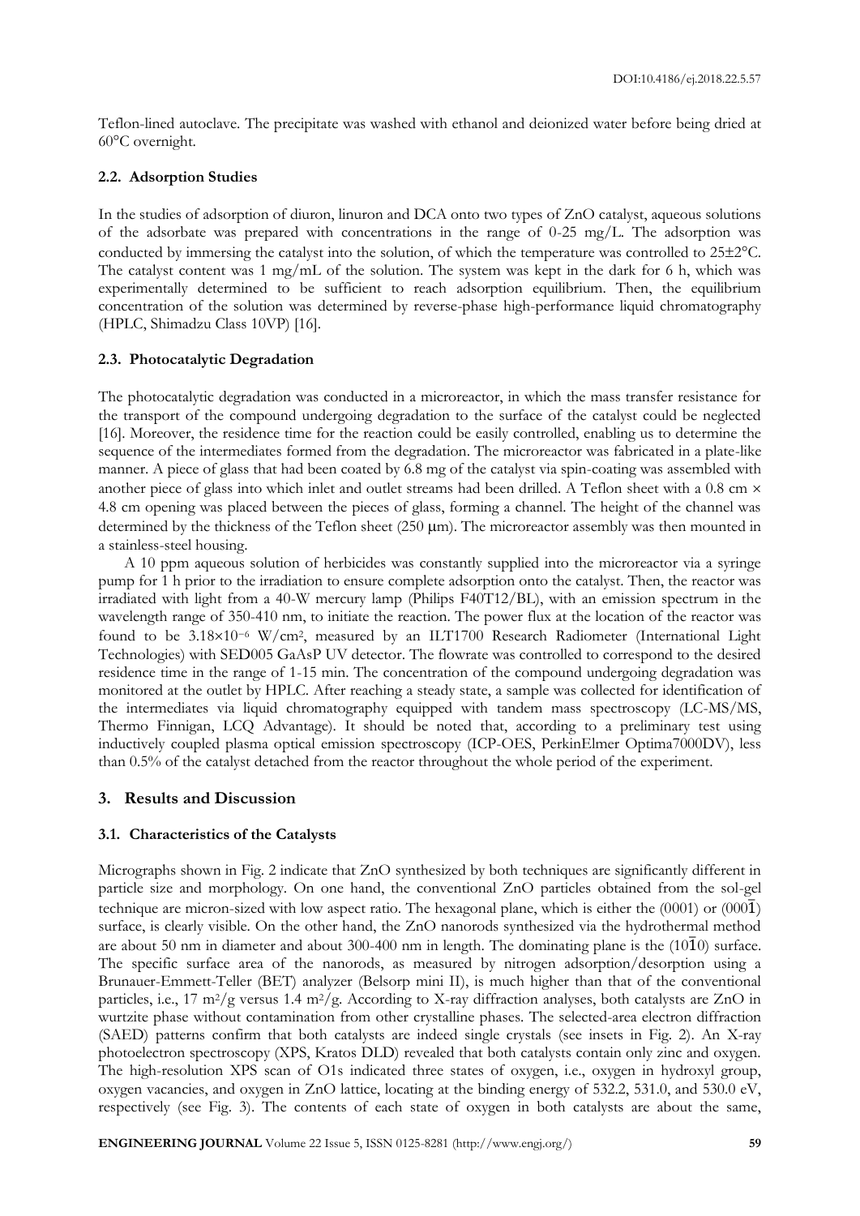Teflon-lined autoclave. The precipitate was washed with ethanol and deionized water before being dried at 60°C overnight.

### 2.2. Adsorption Studies

In the studies of adsorption of diuron, linuron and DCA onto two types of ZnO catalyst, aqueous solutions of the adsorbate was prepared with concentrations in the range of 0-25 mg/L. The adsorption was conducted by immersing the catalyst into the solution, of which the temperature was controlled to 25±2°C. The catalyst content was 1 mg/mL of the solution. The system was kept in the dark for 6 h, which was experimentally determined to be sufficient to reach adsorption equilibrium. Then, the equilibrium concentration of the solution was determined by reverse-phase high-performance liquid chromatography (HPLC, Shimadzu Class 10VP) [16].

### 2.3. Photocatalytic Degradation

The photocatalytic degradation was conducted in a microreactor, in which the mass transfer resistance for the transport of the compound undergoing degradation to the surface of the catalyst could be neglected [16]. Moreover, the residence time for the reaction could be easily controlled, enabling us to determine the sequence of the intermediates formed from the degradation. The microreactor was fabricated in a plate-like manner. A piece of glass that had been coated by 6.8 mg of the catalyst via spin-coating was assembled with another piece of glass into which inlet and outlet streams had been drilled. A Teflon sheet with a 0.8 cm × 4.8 cm opening was placed between the pieces of glass, forming a channel. The height of the channel was determined by the thickness of the Teflon sheet (250 μm). The microreactor assembly was then mounted in a stainless-steel housing.

A 10 ppm aqueous solution of herbicides was constantly supplied into the microreactor via a syringe pump for 1 h prior to the irradiation to ensure complete adsorption onto the catalyst. Then, the reactor was irradiated with light from a 40-W mercury lamp (Philips F40T12/BL), with an emission spectrum in the wavelength range of 350-410 nm, to initiate the reaction. The power flux at the location of the reactor was found to be $3.18\times10^{-6}$ W/cm$^2$, measured by an ILT1700 Research Radiometer (International Light Technologies) with SED005 GaAsP UV detector. The flowrate was controlled to correspond to the desired residence time in the range of 1-15 min. The concentration of the compound undergoing degradation was monitored at the outlet by HPLC. After reaching a steady state, a sample was collected for identification of the intermediates via liquid chromatography equipped with tandem mass spectroscopy (LC-MS/MS, Thermo Finnigan, LCQ Advantage). It should be noted that, according to a preliminary test using inductively coupled plasma optical emission spectroscopy (ICP-OES, PerkinElmer Optima7000DV), less than 0.5% of the catalyst detached from the reactor throughout the whole period of the experiment.

## 3. Results and Discussion

### 3.1. Characteristics of the Catalysts

Micrographs shown in Fig. 2 indicate that ZnO synthesized by both techniques are significantly different in particle size and morphology. On one hand, the conventional ZnO particles obtained from the sol-gel technique are micron-sized with low aspect ratio. The hexagonal plane, which is either the (0001) or $(000\bar{1})$ surface, is clearly visible. On the other hand, the ZnO nanorods synthesized via the hydrothermal method are about 50 nm in diameter and about 300-400 nm in length. The dominating plane is the $(10\bar{1}0)$ surface. The specific surface area of the nanorods, as measured by nitrogen adsorption/desorption using a Brunauer-Emmett-Teller (BET) analyzer (Belsorp mini II), is much higher than that of the conventional particles, i.e., 17 m$^2$/g versus 1.4 m$^2$/g. According to X-ray diffraction analyses, both catalysts are ZnO in wurtzite phase without contamination from other crystalline phases. The selected-area electron diffraction (SAED) patterns confirm that both catalysts are indeed single crystals (see insets in Fig. 2). An X-ray photoelectron spectroscopy (XPS, Kratos DLD) revealed that both catalysts contain only zinc and oxygen. The high-resolution XPS scan of O1s indicated three states of oxygen, i.e., oxygen in hydroxyl group, oxygen vacancies, and oxygen in ZnO lattice, locating at the binding energy of 532.2, 531.0, and 530.0 eV, respectively (see Fig. 3). The contents of each state of oxygen in both catalysts are about the same,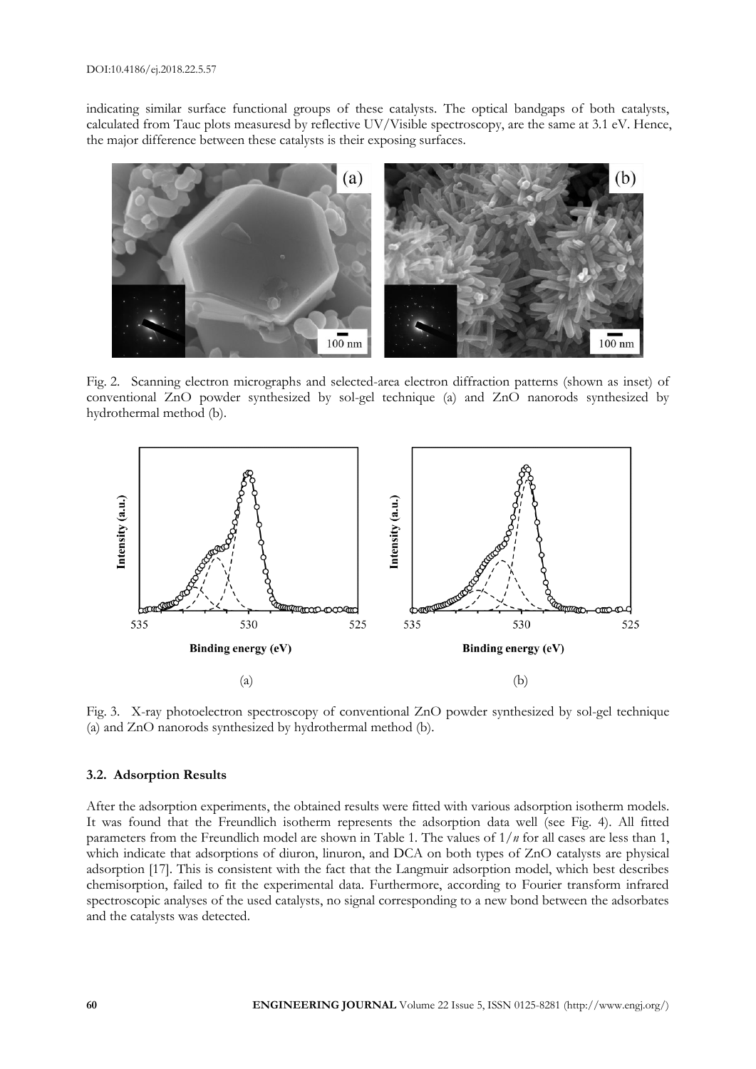indicating similar surface functional groups of these catalysts. The optical bandgaps of both catalysts, calculated from Tauc plots measuresd by reflective UV/Visible spectroscopy, are the same at 3.1 eV. Hence, the major difference between these catalysts is their exposing surfaces.

Fig. 2. Scanning electron micrographs and selected-area electron diffraction patterns (shown as inset) of conventional ZnO powder synthesized by sol-gel technique (a) and ZnO nanorods synthesized by hydrothermal method (b).

Fig. 3. X-ray photoelectron spectroscopy of conventional ZnO powder synthesized by sol-gel technique (a) and ZnO nanorods synthesized by hydrothermal method (b).

### 3.2. Adsorption Results

After the adsorption experiments, the obtained results were fitted with various adsorption isotherm models. It was found that the Freundlich isotherm represents the adsorption data well (see Fig. 4). All fitted parameters from the Freundlich model are shown in Table 1. The values of $1/n$ for all cases are less than 1, which indicate that adsorptions of diuron, linuron, and DCA on both types of ZnO catalysts are physical adsorption [17]. This is consistent with the fact that the Langmuir adsorption model, which best describes chemisorption, failed to fit the experimental data. Furthermore, according to Fourier transform infrared spectroscopic analyses of the used catalysts, no signal corresponding to a new bond between the adsorbates and the catalysts was detected.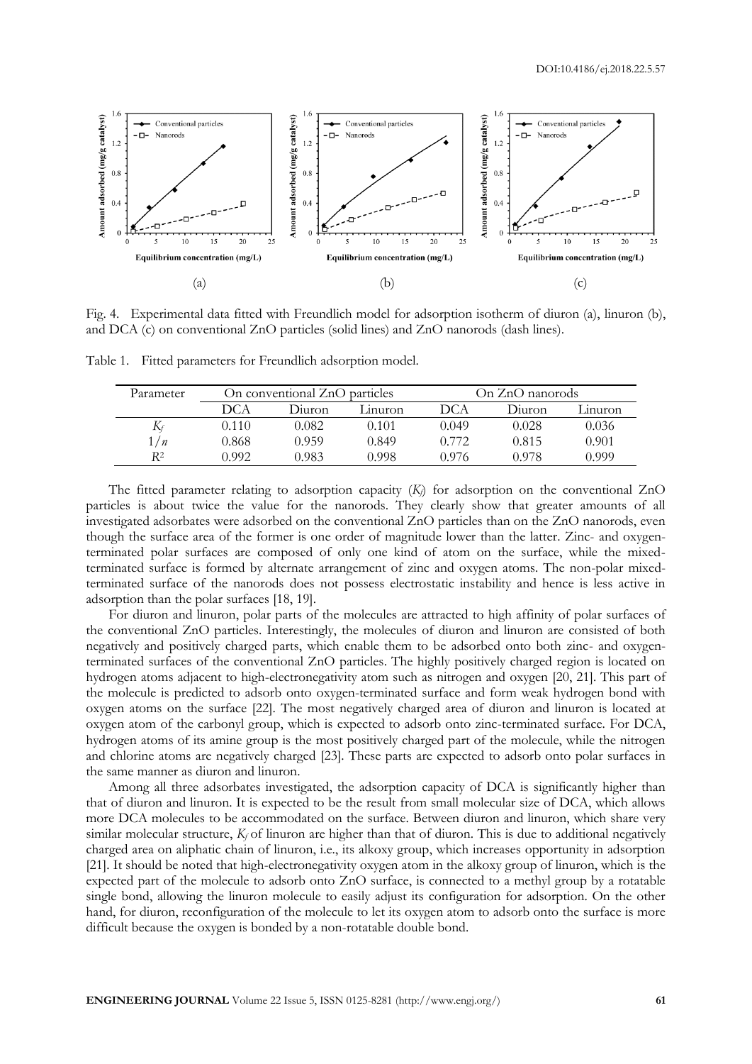Fig. 4. Experimental data fitted with Freundlich model for adsorption isotherm of diuron (a), linuron (b), and DCA (c) on conventional ZnO particles (solid lines) and ZnO nanorods (dash lines).

Table 1. Fitted parameters for Freundlich adsorption model.

| Parameter | On conventional ZnO particles | | | On ZnO nanorods | | |
|---|---|---|---|---|---|---|
| | DCA | Diuron | Linuron | DCA | Diuron | Linuron |
| $K_f$ | 0.110 | 0.082 | 0.101 | 0.049 | 0.028 | 0.036 |
| $1/n$ | 0.868 | 0.959 | 0.849 | 0.772 | 0.815 | 0.901 |
| $R^2$ | 0.992 | 0.983 | 0.998 | 0.976 | 0.978 | 0.999 |

The fitted parameter relating to adsorption capacity ($K_f$) for adsorption on the conventional ZnO particles is about twice the value for the nanorods. They clearly show that greater amounts of all investigated adsorbates were adsorbed on the conventional ZnO particles than on the ZnO nanorods, even though the surface area of the former is one order of magnitude lower than the latter. Zinc- and oxygen-terminated polar surfaces are composed of only one kind of atom on the surface, while the mixed-terminated surface is formed by alternate arrangement of zinc and oxygen atoms. The non-polar mixed-terminated surface of the nanorods does not possess electrostatic instability and hence is less active in adsorption than the polar surfaces [18, 19].

For diuron and linuron, polar parts of the molecules are attracted to high affinity of polar surfaces of the conventional ZnO particles. Interestingly, the molecules of diuron and linuron are consisted of both negatively and positively charged parts, which enable them to be adsorbed onto both zinc- and oxygen-terminated surfaces of the conventional ZnO particles. The highly positively charged region is located on hydrogen atoms adjacent to high-electronegativity atom such as nitrogen and oxygen [20, 21]. This part of the molecule is predicted to adsorb onto oxygen-terminated surface and form weak hydrogen bond with oxygen atoms on the surface [22]. The most negatively charged area of diuron and linuron is located at oxygen atom of the carbonyl group, which is expected to adsorb onto zinc-terminated surface. For DCA, hydrogen atoms of its amine group is the most positively charged part of the molecule, while the nitrogen and chlorine atoms are negatively charged [23]. These parts are expected to adsorb onto polar surfaces in the same manner as diuron and linuron.

Among all three adsorbates investigated, the adsorption capacity of DCA is significantly higher than that of diuron and linuron. It is expected to be the result from small molecular size of DCA, which allows more DCA molecules to be accommodated on the surface. Between diuron and linuron, which share very similar molecular structure, $K_f$ of linuron are higher than that of diuron. This is due to additional negatively charged area on aliphatic chain of linuron, i.e., its alkoxy group, which increases opportunity in adsorption [21]. It should be noted that high-electronegativity oxygen atom in the alkoxy group of linuron, which is the expected part of the molecule to adsorb onto ZnO surface, is connected to a methyl group by a rotatable single bond, allowing the linuron molecule to easily adjust its configuration for adsorption. On the other hand, for diuron, reconfiguration of the molecule to let its oxygen atom to adsorb onto the surface is more difficult because the oxygen is bonded by a non-rotatable double bond.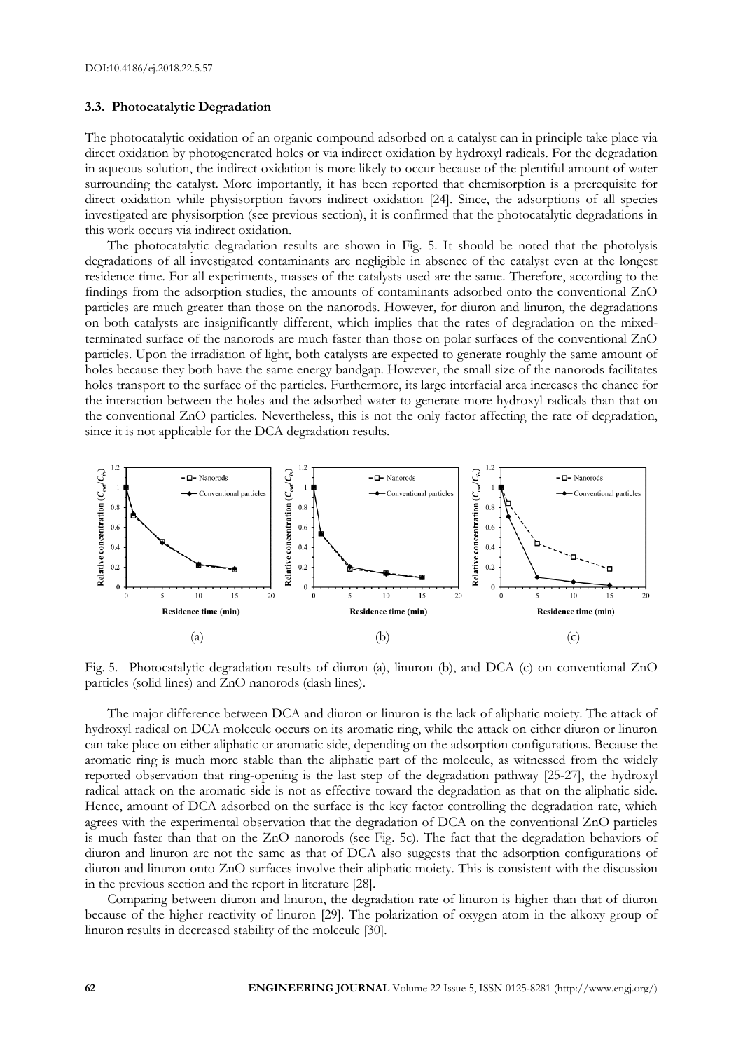### 3.3. Photocatalytic Degradation

The photocatalytic oxidation of an organic compound adsorbed on a catalyst can in principle take place via direct oxidation by photogenerated holes or via indirect oxidation by hydroxyl radicals. For the degradation in aqueous solution, the indirect oxidation is more likely to occur because of the plentiful amount of water surrounding the catalyst. More importantly, it has been reported that chemisorption is a prerequisite for direct oxidation while physisorption favors indirect oxidation [24]. Since, the adsorptions of all species investigated are physisorption (see previous section), it is confirmed that the photocatalytic degradations in this work occurs via indirect oxidation.

The photocatalytic degradation results are shown in Fig. 5. It should be noted that the photolysis degradations of all investigated contaminants are negligible in absence of the catalyst even at the longest residence time. For all experiments, masses of the catalysts used are the same. Therefore, according to the findings from the adsorption studies, the amounts of contaminants adsorbed onto the conventional ZnO particles are much greater than those on the nanorods. However, for diuron and linuron, the degradations on both catalysts are insignificantly different, which implies that the rates of degradation on the mixed-terminated surface of the nanorods are much faster than those on polar surfaces of the conventional ZnO particles. Upon the irradiation of light, both catalysts are expected to generate roughly the same amount of holes because they both have the same energy bandgap. However, the small size of the nanorods facilitates holes transport to the surface of the particles. Furthermore, its large interfacial area increases the chance for the interaction between the holes and the adsorbed water to generate more hydroxyl radicals than that on the conventional ZnO particles. Nevertheless, this is not the only factor affecting the rate of degradation, since it is not applicable for the DCA degradation results.

Fig. 5. Photocatalytic degradation results of diuron (a), linuron (b), and DCA (c) on conventional ZnO particles (solid lines) and ZnO nanorods (dash lines).

The major difference between DCA and diuron or linuron is the lack of aliphatic moiety. The attack of hydroxyl radical on DCA molecule occurs on its aromatic ring, while the attack on either diuron or linuron can take place on either aliphatic or aromatic side, depending on the adsorption configurations. Because the aromatic ring is much more stable than the aliphatic part of the molecule, as witnessed from the widely reported observation that ring-opening is the last step of the degradation pathway [25-27], the hydroxyl radical attack on the aromatic side is not as effective toward the degradation as that on the aliphatic side. Hence, amount of DCA adsorbed on the surface is the key factor controlling the degradation rate, which agrees with the experimental observation that the degradation of DCA on the conventional ZnO particles is much faster than that on the ZnO nanorods (see Fig. 5c). The fact that the degradation behaviors of diuron and linuron are not the same as that of DCA also suggests that the adsorption configurations of diuron and linuron onto ZnO surfaces involve their aliphatic moiety. This is consistent with the discussion in the previous section and the report in literature [28].

Comparing between diuron and linuron, the degradation rate of linuron is higher than that of diuron because of the higher reactivity of linuron [29]. The polarization of oxygen atom in the alkoxy group of linuron results in decreased stability of the molecule [30].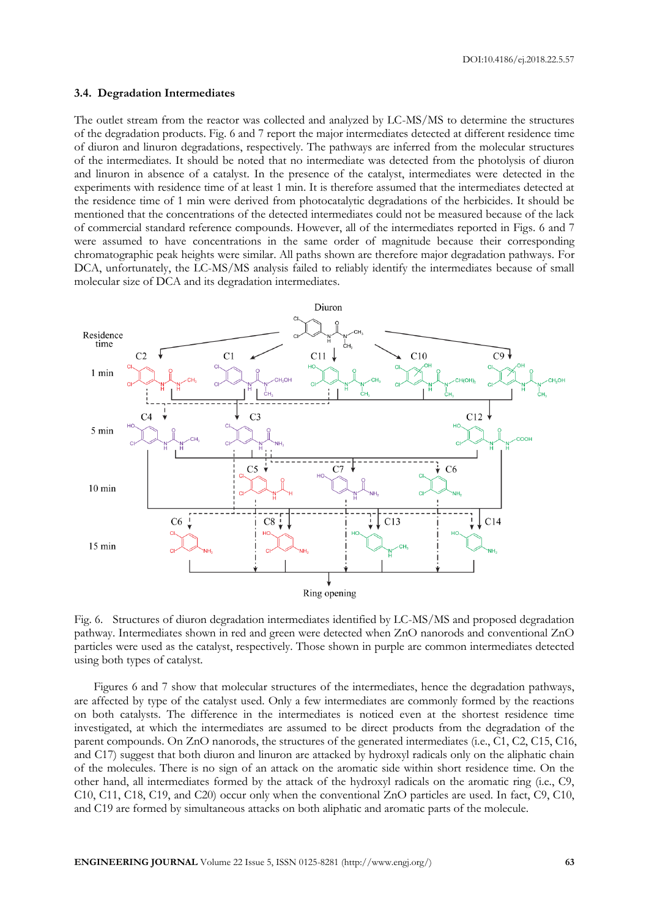### 3.4. Degradation Intermediates

The outlet stream from the reactor was collected and analyzed by LC-MS/MS to determine the structures of the degradation products. Fig. 6 and 7 report the major intermediates detected at different residence time of diuron and linuron degradations, respectively. The pathways are inferred from the molecular structures of the intermediates. It should be noted that no intermediate was detected from the photolysis of diuron and linuron in absence of a catalyst. In the presence of the catalyst, intermediates were detected in the experiments with residence time of at least 1 min. It is therefore assumed that the intermediates detected at the residence time of 1 min were derived from photocatalytic degradations of the herbicides. It should be mentioned that the concentrations of the detected intermediates could not be measured because of the lack of commercial standard reference compounds. However, all of the intermediates reported in Figs. 6 and 7 were assumed to have concentrations in the same order of magnitude because their corresponding chromatographic peak heights were similar. All paths shown are therefore major degradation pathways. For DCA, unfortunately, the LC-MS/MS analysis failed to reliably identify the intermediates because of small molecular size of DCA and its degradation intermediates.

Fig. 6. Structures of diuron degradation intermediates identified by LC-MS/MS and proposed degradation pathway. Intermediates shown in red and green were detected when ZnO nanorods and conventional ZnO particles were used as the catalyst, respectively. Those shown in purple are common intermediates detected using both types of catalyst.

Figures 6 and 7 show that molecular structures of the intermediates, hence the degradation pathways, are affected by type of the catalyst used. Only a few intermediates are commonly formed by the reactions on both catalysts. The difference in the intermediates is noticed even at the shortest residence time investigated, at which the intermediates are assumed to be direct products from the degradation of the parent compounds. On ZnO nanorods, the structures of the generated intermediates (i.e., C1, C2, C15, C16, and C17) suggest that both diuron and linuron are attacked by hydroxyl radicals only on the aliphatic chain of the molecules. There is no sign of an attack on the aromatic side within short residence time. On the other hand, all intermediates formed by the attack of the hydroxyl radicals on the aromatic ring (i.e., C9, C10, C11, C18, C19, and C20) occur only when the conventional ZnO particles are used. In fact, C9, C10, and C19 are formed by simultaneous attacks on both aliphatic and aromatic parts of the molecule.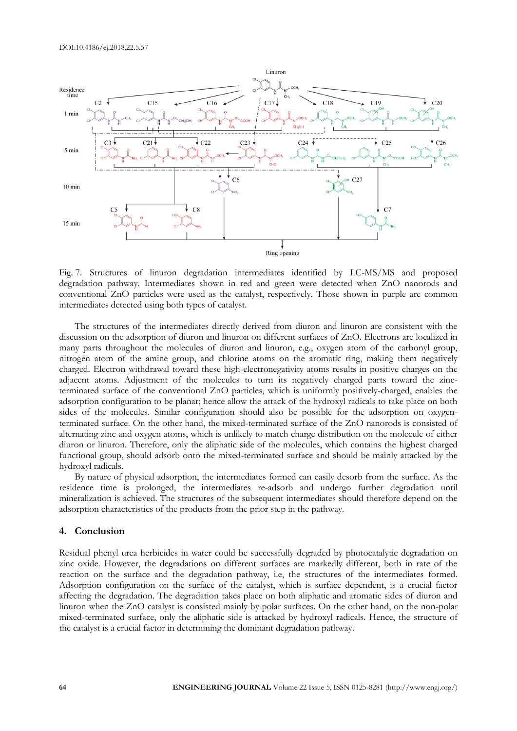Fig. 7. Structures of linuron degradation intermediates identified by LC-MS/MS and proposed degradation pathway. Intermediates shown in red and green were detected when ZnO nanorods and conventional ZnO particles were used as the catalyst, respectively. Those shown in purple are common intermediates detected using both types of catalyst.

The structures of the intermediates directly derived from diuron and linuron are consistent with the discussion on the adsorption of diuron and linuron on different surfaces of ZnO. Electrons are localized in many parts throughout the molecules of diuron and linuron, e.g., oxygen atom of the carbonyl group, nitrogen atom of the amine group, and chlorine atoms on the aromatic ring, making them negatively charged. Electron withdrawal toward these high-electronegativity atoms results in positive charges on the adjacent atoms. Adjustment of the molecules to turn its negatively charged parts toward the zinc-terminated surface of the conventional ZnO particles, which is uniformly positively-charged, enables the adsorption configuration to be planar; hence allow the attack of the hydroxyl radicals to take place on both sides of the molecules. Similar configuration should also be possible for the adsorption on oxygen-terminated surface. On the other hand, the mixed-terminated surface of the ZnO nanorods is consisted of alternating zinc and oxygen atoms, which is unlikely to match charge distribution on the molecule of either diuron or linuron. Therefore, only the aliphatic side of the molecules, which contains the highest charged functional group, should adsorb onto the mixed-terminated surface and should be mainly attacked by the hydroxyl radicals.

By nature of physical adsorption, the intermediates formed can easily desorb from the surface. As the residence time is prolonged, the intermediates re-adsorb and undergo further degradation until mineralization is achieved. The structures of the subsequent intermediates should therefore depend on the adsorption characteristics of the products from the prior step in the pathway.

## 4. Conclusion

Residual phenyl urea herbicides in water could be successfully degraded by photocatalytic degradation on zinc oxide. However, the degradations on different surfaces are markedly different, both in rate of the reaction on the surface and the degradation pathway, i.e, the structures of the intermediates formed. Adsorption configuration on the surface of the catalyst, which is surface dependent, is a crucial factor affecting the degradation. The degradation takes place on both aliphatic and aromatic sides of diuron and linuron when the ZnO catalyst is consisted mainly by polar surfaces. On the other hand, on the non-polar mixed-terminated surface, only the aliphatic side is attacked by hydroxyl radicals. Hence, the structure of the catalyst is a crucial factor in determining the dominant degradation pathway.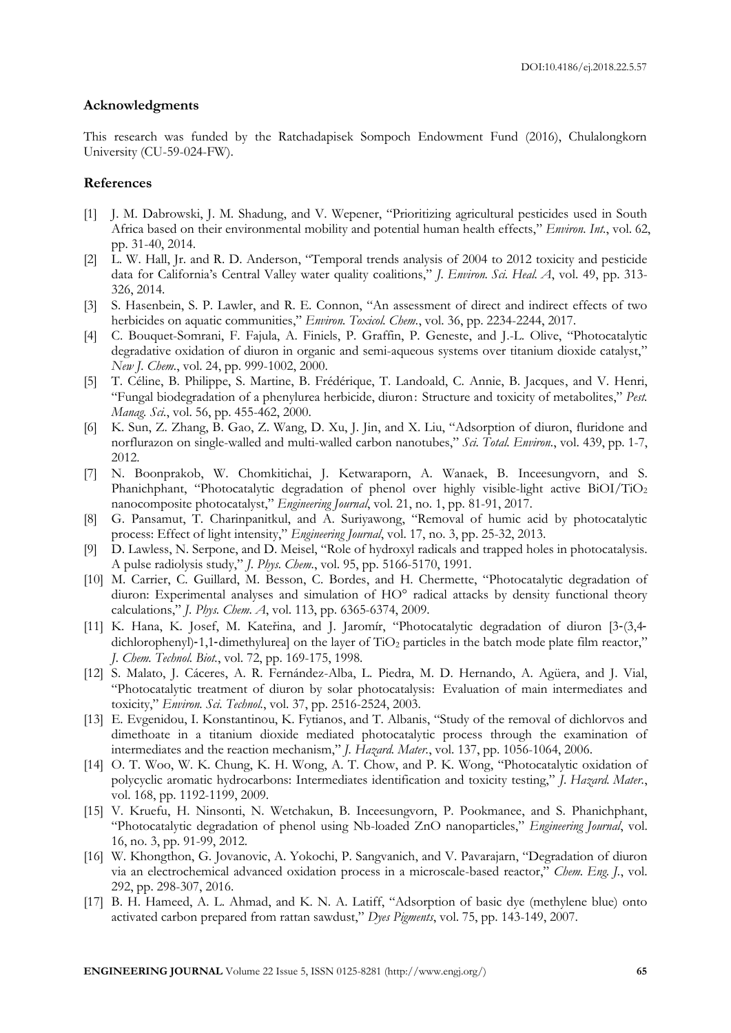## Acknowledgments

This research was funded by the Ratchadapisek Sompoch Endowment Fund (2016), Chulalongkorn University (CU-59-024-FW).

## References

[1] J. M. Dabrowski, J. M. Shadung, and V. Wepener, "Prioritizing agricultural pesticides used in South Africa based on their environmental mobility and potential human health effects," *Environ. Int.*, vol. 62, pp. 31-40, 2014.

[2] L. W. Hall, Jr. and R. D. Anderson, "Temporal trends analysis of 2004 to 2012 toxicity and pesticide data for California's Central Valley water quality coalitions," *J. Environ. Sci. Heal. A*, vol. 49, pp. 313-326, 2014.

[3] S. Hasenbein, S. P. Lawler, and R. E. Connon, "An assessment of direct and indirect effects of two herbicides on aquatic communities," *Environ. Toxicol. Chem.*, vol. 36, pp. 2234-2244, 2017.

[4] C. Bouquet-Somrani, F. Fajula, A. Finiels, P. Graffin, P. Geneste, and J.-L. Olive, "Photocatalytic degradative oxidation of diuron in organic and semi-aqueous systems over titanium dioxide catalyst," *New J. Chem.*, vol. 24, pp. 999-1002, 2000.

[5] T. Céline, B. Philippe, S. Martine, B. Frédérique, T. Landoald, C. Annie, B. Jacques, and V. Henri, "Fungal biodegradation of a phenylurea herbicide, diuron: Structure and toxicity of metabolites," *Pest. Manag. Sci.*, vol. 56, pp. 455-462, 2000.

[6] K. Sun, Z. Zhang, B. Gao, Z. Wang, D. Xu, J. Jin, and X. Liu, "Adsorption of diuron, fluridone and norflurazon on single-walled and multi-walled carbon nanotubes," *Sci. Total. Environ.*, vol. 439, pp. 1-7, 2012.

[7] N. Boonprakob, W. Chomkitichai, J. Ketwaraporn, A. Wanaek, B. Inceesungvorn, and S. Phanichphant, "Photocatalytic degradation of phenol over highly visible-light active BiOI/$TiO_2$ nanocomposite photocatalyst," *Engineering Journal*, vol. 21, no. 1, pp. 81-91, 2017.

[8] G. Pansamut, T. Charinpanitkul, and A. Suriyawong, "Removal of humic acid by photocatalytic process: Effect of light intensity," *Engineering Journal*, vol. 17, no. 3, pp. 25-32, 2013.

[9] D. Lawless, N. Serpone, and D. Meisel, "Role of hydroxyl radicals and trapped holes in photocatalysis. A pulse radiolysis study," *J. Phys. Chem.*, vol. 95, pp. 5166-5170, 1991.

[10] M. Carrier, C. Guillard, M. Besson, C. Bordes, and H. Chermette, "Photocatalytic degradation of diuron: Experimental analyses and simulation of HO° radical attacks by density functional theory calculations," *J. Phys. Chem. A*, vol. 113, pp. 6365-6374, 2009.

[11] K. Hana, K. Josef, M. Kateřina, and J. Jaromír, "Photocatalytic degradation of diuron [3-(3,4-dichlorophenyl)-1,1-dimethylurea] on the layer of $TiO_2$ particles in the batch mode plate film reactor," *J. Chem. Technol. Biot.*, vol. 72, pp. 169-175, 1998.

[12] S. Malato, J. Cáceres, A. R. Fernández-Alba, L. Piedra, M. D. Hernando, A. Agüera, and J. Vial, "Photocatalytic treatment of diuron by solar photocatalysis: Evaluation of main intermediates and toxicity," *Environ. Sci. Technol.*, vol. 37, pp. 2516-2524, 2003.

[13] E. Evgenidou, I. Konstantinou, K. Fytianos, and T. Albanis, "Study of the removal of dichlorvos and dimethoate in a titanium dioxide mediated photocatalytic process through the examination of intermediates and the reaction mechanism," *J. Hazard. Mater.*, vol. 137, pp. 1056-1064, 2006.

[14] O. T. Woo, W. K. Chung, K. H. Wong, A. T. Chow, and P. K. Wong, "Photocatalytic oxidation of polycyclic aromatic hydrocarbons: Intermediates identification and toxicity testing," *J. Hazard. Mater.*, vol. 168, pp. 1192-1199, 2009.

[15] V. Kruefu, H. Ninsonti, N. Wetchakun, B. Inceesungvorn, P. Pookmanee, and S. Phanichphant, "Photocatalytic degradation of phenol using Nb-loaded ZnO nanoparticles," *Engineering Journal*, vol. 16, no. 3, pp. 91-99, 2012.

[16] W. Khongthon, G. Jovanovic, A. Yokochi, P. Sangvanich, and V. Pavarajarn, "Degradation of diuron via an electrochemical advanced oxidation process in a microscale-based reactor," *Chem. Eng. J.*, vol. 292, pp. 298-307, 2016.

[17] B. H. Hameed, A. L. Ahmad, and K. N. A. Latiff, "Adsorption of basic dye (methylene blue) onto activated carbon prepared from rattan sawdust," *Dyes Pigments*, vol. 75, pp. 143-149, 2007.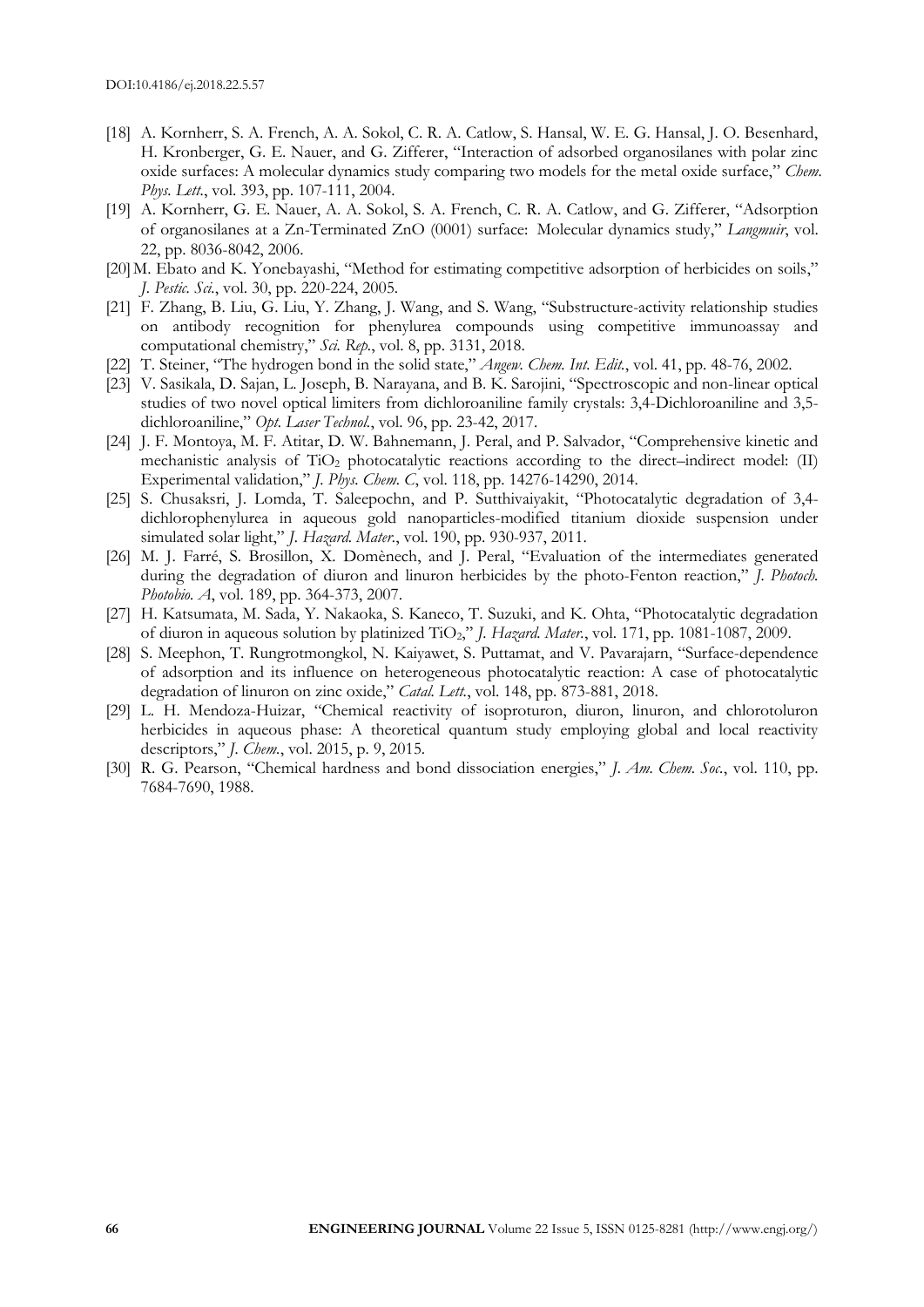[18] A. Kornherr, S. A. French, A. A. Sokol, C. R. A. Catlow, S. Hansal, W. E. G. Hansal, J. O. Besenhard, H. Kronberger, G. E. Nauer, and G. Zifferer, "Interaction of adsorbed organosilanes with polar zinc oxide surfaces: A molecular dynamics study comparing two models for the metal oxide surface," *Chem. Phys. Lett.*, vol. 393, pp. 107-111, 2004.

[19] A. Kornherr, G. E. Nauer, A. A. Sokol, S. A. French, C. R. A. Catlow, and G. Zifferer, "Adsorption of organosilanes at a Zn-Terminated ZnO (0001) surface: Molecular dynamics study," *Langmuir*, vol. 22, pp. 8036-8042, 2006.

[20] M. Ebato and K. Yonebayashi, "Method for estimating competitive adsorption of herbicides on soils," *J. Pestic. Sci.*, vol. 30, pp. 220-224, 2005.

[21] F. Zhang, B. Liu, G. Liu, Y. Zhang, J. Wang, and S. Wang, "Substructure-activity relationship studies on antibody recognition for phenylurea compounds using competitive immunoassay and computational chemistry," *Sci. Rep.*, vol. 8, pp. 3131, 2018.

[22] T. Steiner, "The hydrogen bond in the solid state," *Angew. Chem. Int. Edit.*, vol. 41, pp. 48-76, 2002.

[23] V. Sasikala, D. Sajan, L. Joseph, B. Narayana, and B. K. Sarojini, "Spectroscopic and non-linear optical studies of two novel optical limiters from dichloroaniline family crystals: 3,4-Dichloroaniline and 3,5-dichloroaniline," *Opt. Laser Technol.*, vol. 96, pp. 23-42, 2017.

[24] J. F. Montoya, M. F. Atitar, D. W. Bahnemann, J. Peral, and P. Salvador, "Comprehensive kinetic and mechanistic analysis of $TiO_2$ photocatalytic reactions according to the direct–indirect model: (II) Experimental validation," *J. Phys. Chem. C*, vol. 118, pp. 14276-14290, 2014.

[25] S. Chusaksri, J. Lomda, T. Saleepochn, and P. Sutthivaiyakit, "Photocatalytic degradation of 3,4-dichlorophenylurea in aqueous gold nanoparticles-modified titanium dioxide suspension under simulated solar light," *J. Hazard. Mater.*, vol. 190, pp. 930-937, 2011.

[26] M. J. Farré, S. Brosillon, X. Domènech, and J. Peral, "Evaluation of the intermediates generated during the degradation of diuron and linuron herbicides by the photo-Fenton reaction," *J. Photoch. Photobio. A*, vol. 189, pp. 364-373, 2007.

[27] H. Katsumata, M. Sada, Y. Nakaoka, S. Kaneco, T. Suzuki, and K. Ohta, "Photocatalytic degradation of diuron in aqueous solution by platinized $TiO_2$," *J. Hazard. Mater.*, vol. 171, pp. 1081-1087, 2009.

[28] S. Meephon, T. Rungrotmongkol, N. Kaiyawet, S. Puttamat, and V. Pavarajarn, "Surface-dependence of adsorption and its influence on heterogeneous photocatalytic reaction: A case of photocatalytic degradation of linuron on zinc oxide," *Catal. Lett.*, vol. 148, pp. 873-881, 2018.

[29] L. H. Mendoza-Huizar, "Chemical reactivity of isoproturon, diuron, linuron, and chlorotoluron herbicides in aqueous phase: A theoretical quantum study employing global and local reactivity descriptors," *J. Chem.*, vol. 2015, p. 9, 2015.

[30] R. G. Pearson, "Chemical hardness and bond dissociation energies," *J. Am. Chem. Soc.*, vol. 110, pp. 7684-7690, 1988.